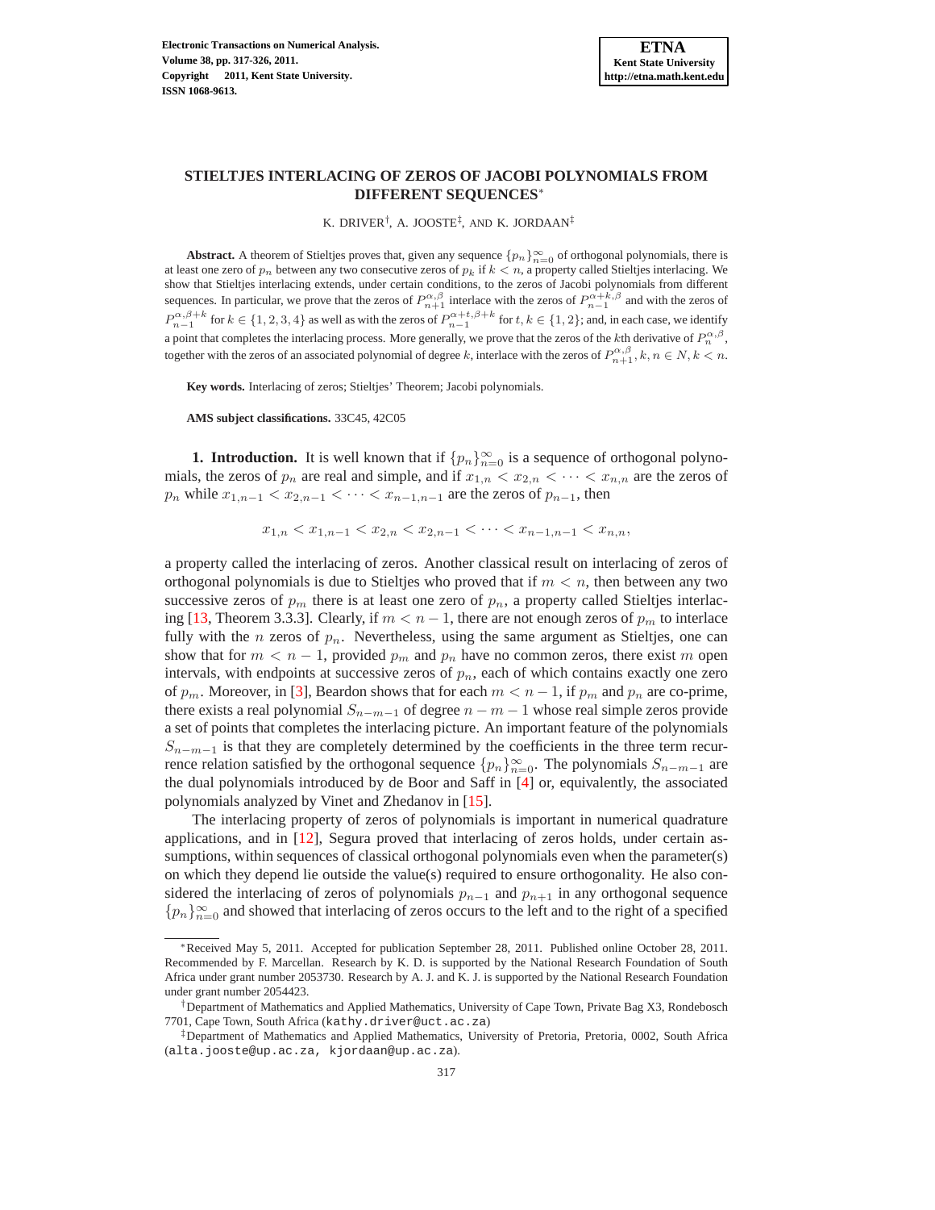# STIELTJES INTERLACING OF ZEROS OF JACOBI POLYNOMIALS FROM DIFFERENT SEQUENCES*

K. DRIVER†, A. JOOSTE‡, AND K. JORDAAN‡

**Abstract.** A theorem of Stieltjes proves that, given any sequence $\{p_n\}_{n=0}^{\infty}$ of orthogonal polynomials, there is at least one zero of $p_n$ between any two consecutive zeros of $p_k$ if $k < n$, a property called Stieltjes interlacing. We show that Stieltjes interlacing extends, under certain conditions, to the zeros of Jacobi polynomials from different sequences. In particular, we prove that the zeros of $P_{n+1}^{\alpha,\beta}$ interlace with the zeros of $P_{n-1}^{\alpha+k,\beta}$ and with the zeros of $P_{n-1}^{\alpha,\beta+k}$ for $k \in \{1, 2, 3, 4\}$ as well as with the zeros of $P_{n-1}^{\alpha+t,\beta+k}$ for $t, k \in \{1, 2\}$; and, in each case, we identify a point that completes the interlacing process. More generally, we prove that the zeros of the $k$th derivative of $P_n^{\alpha,\beta}$, together with the zeros of an associated polynomial of degree $k$, interlace with the zeros of $P_{n+1}^{\alpha,\beta}$, $k, n \in N$, $k < n$.

**Key words.** Interlacing of zeros; Stieltjes' Theorem; Jacobi polynomials.

**AMS subject classifications.** 33C45, 42C05

**1. Introduction.** It is well known that if $\{p_n\}_{n=0}^{\infty}$ is a sequence of orthogonal polynomials, the zeros of $p_n$ are real and simple, and if $x_{1,n} < x_{2,n} < \cdots < x_{n,n}$ are the zeros of $p_n$ while $x_{1,n-1} < x_{2,n-1} < \cdots < x_{n-1,n-1}$ are the zeros of $p_{n-1}$, then

$$x_{1,n} < x_{1,n-1} < x_{2,n} < x_{2,n-1} < \cdots < x_{n-1,n-1} < x_{n,n},$$

a property called the interlacing of zeros. Another classical result on interlacing of zeros of orthogonal polynomials is due to Stieltjes who proved that if $m < n$, then between any two successive zeros of $p_m$ there is at least one zero of $p_n$, a property called Stieltjes interlacing [13, Theorem 3.3.3]. Clearly, if $m < n-1$, there are not enough zeros of $p_m$ to interlace fully with the $n$ zeros of $p_n$. Nevertheless, using the same argument as Stieltjes, one can show that for $m < n-1$, provided $p_m$ and $p_n$ have no common zeros, there exist $m$ open intervals, with endpoints at successive zeros of $p_n$, each of which contains exactly one zero of $p_m$. Moreover, in [3], Beardon shows that for each $m < n-1$, if $p_m$ and $p_n$ are co-prime, there exists a real polynomial $S_{n-m-1}$ of degree $n-m-1$ whose real simple zeros provide a set of points that completes the interlacing picture. An important feature of the polynomials $S_{n-m-1}$ is that they are completely determined by the coefficients in the three term recurrence relation satisfied by the orthogonal sequence $\{p_n\}_{n=0}^{\infty}$. The polynomials $S_{n-m-1}$ are the dual polynomials introduced by de Boor and Saff in [4] or, equivalently, the associated polynomials analyzed by Vinet and Zhedanov in [15].

The interlacing property of zeros of polynomials is important in numerical quadrature applications, and in [12], Segura proved that interlacing of zeros holds, under certain assumptions, within sequences of classical orthogonal polynomials even when the parameter(s) on which they depend lie outside the value(s) required to ensure orthogonality. He also considered the interlacing of zeros of polynomials $p_{n-1}$ and $p_{n+1}$ in any orthogonal sequence $\{p_n\}_{n=0}^{\infty}$ and showed that interlacing of zeros occurs to the left and to the right of a specified

---

*Received May 5, 2011. Accepted for publication September 28, 2011. Published online October 28, 2011. Recommended by F. Marcellan. Research by K. D. is supported by the National Research Foundation of South Africa under grant number 2053730. Research by A. J. and K. J. is supported by the National Research Foundation under grant number 2054423.

†Department of Mathematics and Applied Mathematics, University of Cape Town, Private Bag X3, Rondebosch 7701, Cape Town, South Africa (kathy.driver@uct.ac.za)

‡Department of Mathematics and Applied Mathematics, University of Pretoria, Pretoria, 0002, South Africa (alta.jooste@up.ac.za, kjordaan@up.ac.za).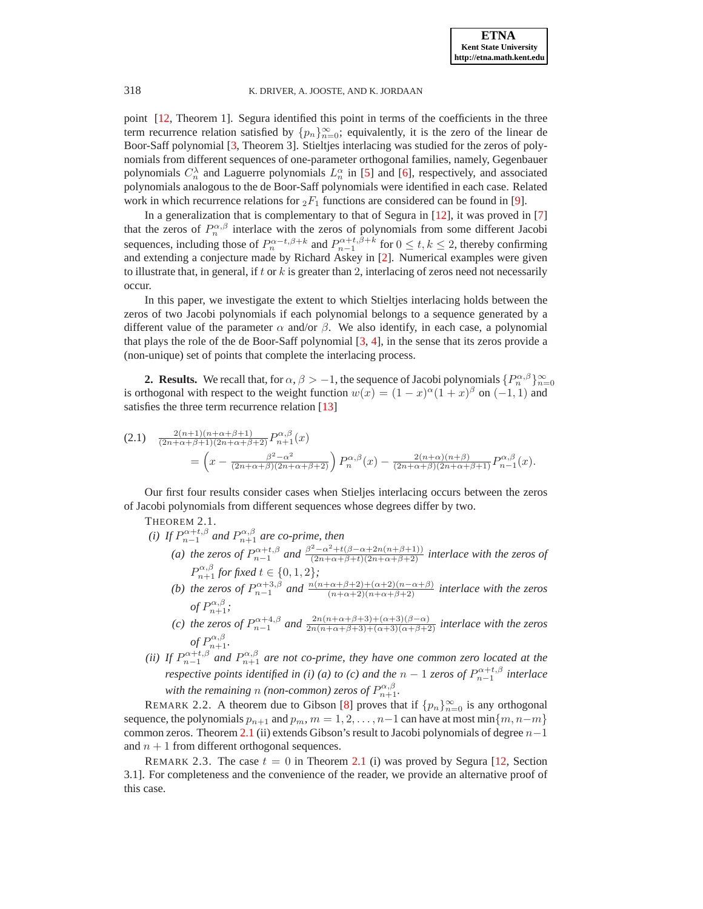point [12, Theorem 1]. Segura identified this point in terms of the coefficients in the three term recurrence relation satisfied by $\{p_n\}_{n=0}^{\infty}$; equivalently, it is the zero of the linear de Boor-Saff polynomial [3, Theorem 3]. Stieltjes interlacing was studied for the zeros of polynomials from different sequences of one-parameter orthogonal families, namely, Gegenbauer polynomials $C_n^{\lambda}$ and Laguerre polynomials $L_n^{\alpha}$ in [5] and [6], respectively, and associated polynomials analogous to the de Boor-Saff polynomials were identified in each case. Related work in which recurrence relations for ${}_2F_1$ functions are considered can be found in [9].

In a generalization that is complementary to that of Segura in [12], it was proved in [7] that the zeros of $P_n^{\alpha,\beta}$ interlace with the zeros of polynomials from some different Jacobi sequences, including those of $P_n^{\alpha-t,\beta+k}$ and $P_{n-1}^{\alpha+t,\beta+k}$ for $0 \le t, k \le 2$, thereby confirming and extending a conjecture made by Richard Askey in [2]. Numerical examples were given to illustrate that, in general, if $t$ or $k$ is greater than 2, interlacing of zeros need not necessarily occur.

In this paper, we investigate the extent to which Stieltjes interlacing holds between the zeros of two Jacobi polynomials if each polynomial belongs to a sequence generated by a different value of the parameter $\alpha$ and/or $\beta$. We also identify, in each case, a polynomial that plays the role of the de Boor-Saff polynomial [3, 4], in the sense that its zeros provide a (non-unique) set of points that complete the interlacing process.

## 2. Results.

We recall that, for $\alpha, \beta > -1$, the sequence of Jacobi polynomials $\{P_n^{\alpha,\beta}\}_{n=0}^{\infty}$ is orthogonal with respect to the weight function $w(x) = (1-x)^{\alpha}(1+x)^{\beta}$ on $(-1,1)$ and satisfies the three term recurrence relation [13]

$$
\begin{aligned}
(2.1)\quad & \tfrac{2(n+1)(n+\alpha+\beta+1)}{(2n+\alpha+\beta+1)(2n+\alpha+\beta+2)} P_{n+1}^{\alpha,\beta}(x) \\
&= \left(x - \tfrac{\beta^2-\alpha^2}{(2n+\alpha+\beta)(2n+\alpha+\beta+2)}\right) P_n^{\alpha,\beta}(x) - \tfrac{2(n+\alpha)(n+\beta)}{(2n+\alpha+\beta)(2n+\alpha+\beta+1)} P_{n-1}^{\alpha,\beta}(x).
\end{aligned}
$$

Our first four results consider cases when Stieljes interlacing occurs between the zeros of Jacobi polynomials from different sequences whose degrees differ by two.

THEOREM 2.1.

*(i) If $P_{n-1}^{\alpha+t,\beta}$ and $P_{n+1}^{\alpha,\beta}$ are co-prime, then*

- *(a) the zeros of $P_{n-1}^{\alpha+t,\beta}$ and $\frac{\beta^2-\alpha^2+t(\beta-\alpha+2n(n+\beta+1))}{(2n+\alpha+\beta+t)(2n+\alpha+\beta+2)}$ interlace with the zeros of $P_{n+1}^{\alpha,\beta}$ for fixed $t \in \{0,1,2\}$;*
- *(b) the zeros of $P_{n-1}^{\alpha+3,\beta}$ and $\frac{n(n+\alpha+\beta+2)+(\alpha+2)(n-\alpha+\beta)}{(n+\alpha+2)(n+\alpha+\beta+2)}$ interlace with the zeros of $P_{n+1}^{\alpha,\beta}$;*
- *(c) the zeros of $P_{n-1}^{\alpha+4,\beta}$ and $\frac{2n(n+\alpha+\beta+3)+(\alpha+3)(\beta-\alpha)}{2n(n+\alpha+\beta+3)+(\alpha+3)(\alpha+\beta+2)}$ interlace with the zeros of $P_{n+1}^{\alpha,\beta}$.*

*(ii) If $P_{n-1}^{\alpha+t,\beta}$ and $P_{n+1}^{\alpha,\beta}$ are not co-prime, they have one common zero located at the respective points identified in (i) (a) to (c) and the $n-1$ zeros of $P_{n-1}^{\alpha+t,\beta}$ interlace with the remaining $n$ (non-common) zeros of $P_{n+1}^{\alpha,\beta}$.*

REMARK 2.2. A theorem due to Gibson [8] proves that if $\{p_n\}_{n=0}^{\infty}$ is any orthogonal sequence, the polynomials $p_{n+1}$ and $p_m$, $m = 1, 2, \ldots, n-1$ can have at most $\min\{m, n-m\}$ common zeros. Theorem 2.1 (ii) extends Gibson's result to Jacobi polynomials of degree $n-1$ and $n+1$ from different orthogonal sequences.

REMARK 2.3. The case $t = 0$ in Theorem 2.1 (i) was proved by Segura [12, Section 3.1]. For completeness and the convenience of the reader, we provide an alternative proof of this case.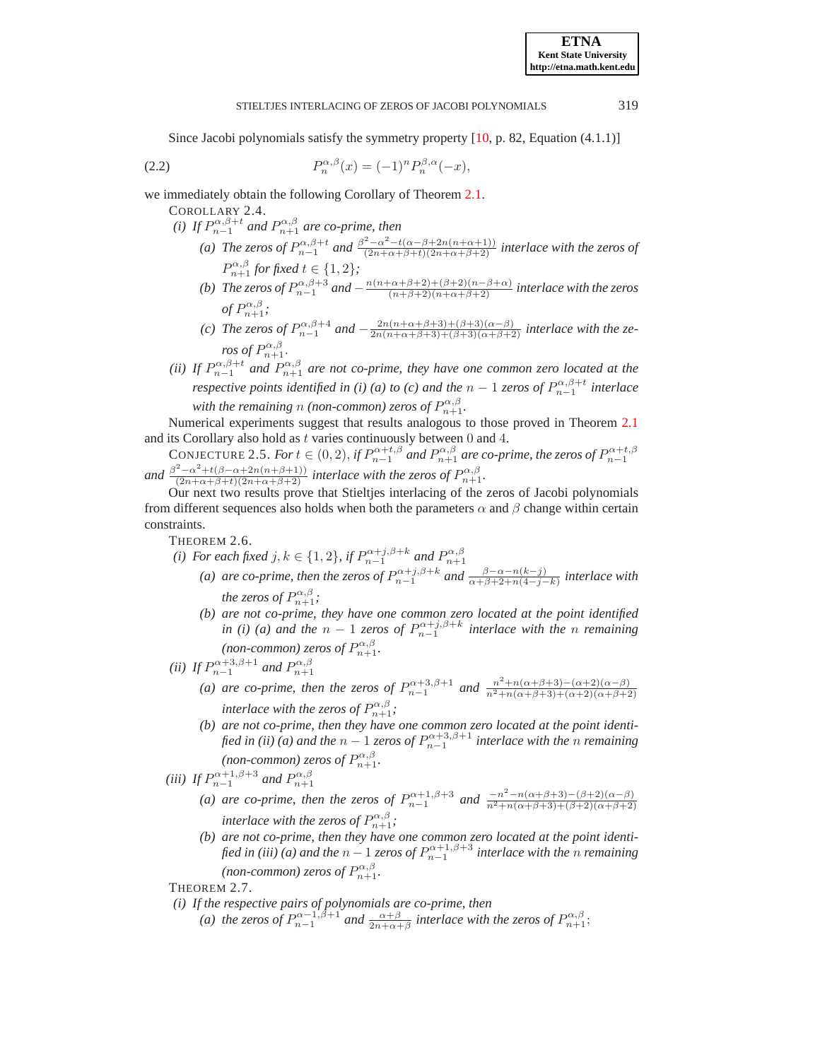Since Jacobi polynomials satisfy the symmetry property [10, p. 82, Equation (4.1.1)]

$$P_n^{\alpha,\beta}(x) = (-1)^n P_n^{\beta,\alpha}(-x), \tag{2.2}$$

we immediately obtain the following Corollary of Theorem 2.1.

COROLLARY 2.4.

*(i) If $P_{n-1}^{\alpha,\beta+t}$ and $P_{n+1}^{\alpha,\beta}$ are co-prime, then*

*(a) The zeros of $P_{n-1}^{\alpha,\beta+t}$ and $\frac{\beta^2-\alpha^2-t(\alpha-\beta+2n(n+\alpha+1))}{(2n+\alpha+\beta+t)(2n+\alpha+\beta+2)}$ interlace with the zeros of $P_{n+1}^{\alpha,\beta}$ for fixed $t \in \{1,2\}$;*

*(b) The zeros of $P_{n-1}^{\alpha,\beta+3}$ and $-\frac{n(n+\alpha+\beta+2)+(\beta+2)(n-\beta+\alpha)}{(n+\beta+2)(n+\alpha+\beta+2)}$ interlace with the zeros of $P_{n+1}^{\alpha,\beta}$;*

*(c) The zeros of $P_{n-1}^{\alpha,\beta+4}$ and $-\frac{2n(n+\alpha+\beta+3)+(\beta+3)(\alpha-\beta)}{2n(n+\alpha+\beta+3)+(\beta+3)(\alpha+\beta+2)}$ interlace with the zeros of $P_{n+1}^{\alpha,\beta}$.*

*(ii) If $P_{n-1}^{\alpha,\beta+t}$ and $P_{n+1}^{\alpha,\beta}$ are not co-prime, they have one common zero located at the respective points identified in (i) (a) to (c) and the $n-1$ zeros of $P_{n-1}^{\alpha,\beta+t}$ interlace with the remaining $n$ (non-common) zeros of $P_{n+1}^{\alpha,\beta}$.*

Numerical experiments suggest that results analogous to those proved in Theorem 2.1 and its Corollary also hold as $t$ varies continuously between $0$ and $4$.

CONJECTURE 2.5. *For $t \in (0,2)$, if $P_{n-1}^{\alpha+t,\beta}$ and $P_{n+1}^{\alpha,\beta}$ are co-prime, the zeros of $P_{n-1}^{\alpha+t,\beta}$ and $\frac{\beta^2-\alpha^2+t(\beta-\alpha+2n(n+\beta+1))}{(2n+\alpha+\beta+t)(2n+\alpha+\beta+2)}$ interlace with the zeros of $P_{n+1}^{\alpha,\beta}$.*

Our next two results prove that Stieltjes interlacing of the zeros of Jacobi polynomials from different sequences also holds when both the parameters $\alpha$ and $\beta$ change within certain constraints.

THEOREM 2.6.

*(i) For each fixed $j,k \in \{1,2\}$, if $P_{n-1}^{\alpha+j,\beta+k}$ and $P_{n+1}^{\alpha,\beta}$*

*(a) are co-prime, then the zeros of $P_{n-1}^{\alpha+j,\beta+k}$ and $\frac{\beta-\alpha-n(k-j)}{\alpha+\beta+2+n(4-j-k)}$ interlace with the zeros of $P_{n+1}^{\alpha,\beta}$;*

*(b) are not co-prime, they have one common zero located at the point identified in (i) (a) and the $n-1$ zeros of $P_{n-1}^{\alpha+j,\beta+k}$ interlace with the $n$ remaining (non-common) zeros of $P_{n+1}^{\alpha,\beta}$.*

*(ii) If $P_{n-1}^{\alpha+3,\beta+1}$ and $P_{n+1}^{\alpha,\beta}$*

*(a) are co-prime, then the zeros of $P_{n-1}^{\alpha+3,\beta+1}$ and $\frac{n^2+n(\alpha+\beta+3)-(\alpha+2)(\alpha-\beta)}{n^2+n(\alpha+\beta+3)+(\alpha+2)(\alpha+\beta+2)}$ interlace with the zeros of $P_{n+1}^{\alpha,\beta}$;*

*(b) are not co-prime, then they have one common zero located at the point identified in (ii) (a) and the $n-1$ zeros of $P_{n-1}^{\alpha+3,\beta+1}$ interlace with the $n$ remaining (non-common) zeros of $P_{n+1}^{\alpha,\beta}$.*

*(iii) If $P_{n-1}^{\alpha+1,\beta+3}$ and $P_{n+1}^{\alpha,\beta}$*

*(a) are co-prime, then the zeros of $P_{n-1}^{\alpha+1,\beta+3}$ and $\frac{-n^2-n(\alpha+\beta+3)-(\beta+2)(\alpha-\beta)}{n^2+n(\alpha+\beta+3)+(\beta+2)(\alpha+\beta+2)}$ interlace with the zeros of $P_{n+1}^{\alpha,\beta}$;*

*(b) are not co-prime, then they have one common zero located at the point identified in (iii) (a) and the $n-1$ zeros of $P_{n-1}^{\alpha+1,\beta+3}$ interlace with the $n$ remaining (non-common) zeros of $P_{n+1}^{\alpha,\beta}$.*

THEOREM 2.7.

*(i) If the respective pairs of polynomials are co-prime, then*

*(a) the zeros of $P_{n-1}^{\alpha-1,\beta+1}$ and $\frac{\alpha+\beta}{2n+\alpha+\beta}$ interlace with the zeros of $P_{n+1}^{\alpha,\beta}$;*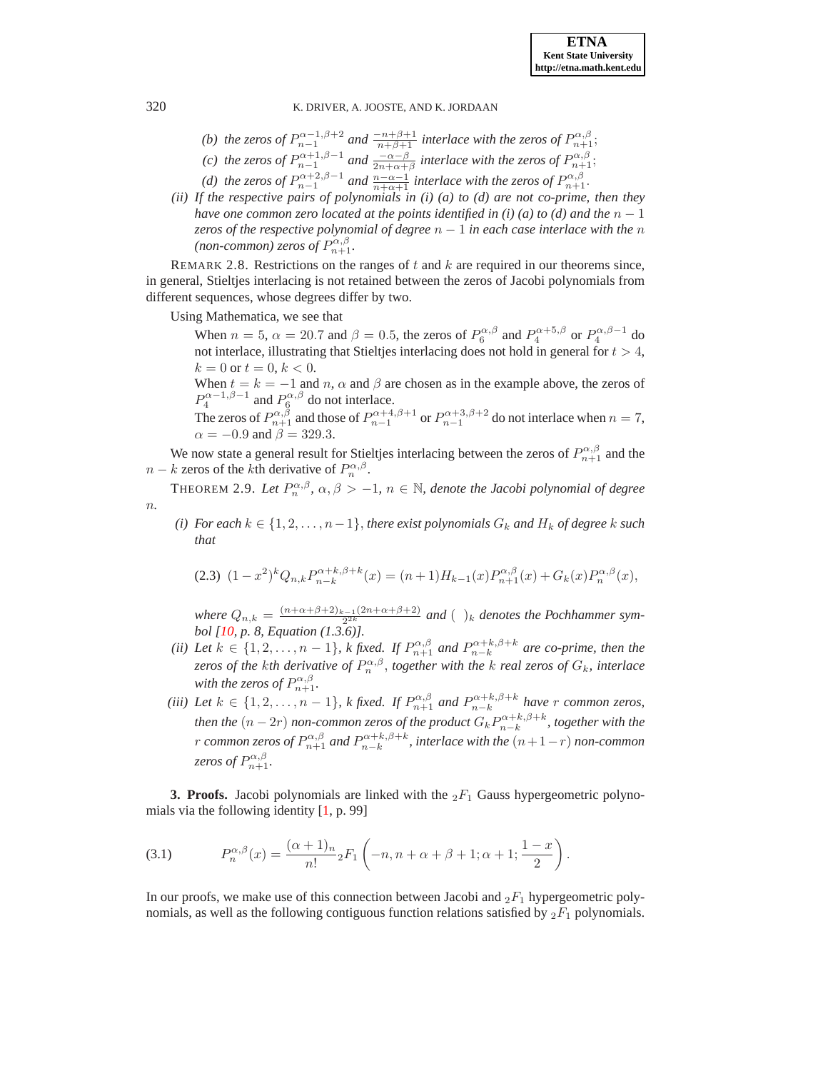- *(b) the zeros of $P_{n-1}^{\alpha-1,\beta+2}$ and $\frac{-n+\beta+1}{n+\beta+1}$ interlace with the zeros of $P_{n+1}^{\alpha,\beta}$;*
- *(c) the zeros of $P_{n-1}^{\alpha+1,\beta-1}$ and $\frac{-\alpha-\beta}{2n+\alpha+\beta}$ interlace with the zeros of $P_{n+1}^{\alpha,\beta}$;*
- *(d) the zeros of $P_{n-1}^{\alpha+2,\beta-1}$ and $\frac{n-\alpha-1}{n+\alpha+1}$ interlace with the zeros of $P_{n+1}^{\alpha,\beta}$.*

*(ii) If the respective pairs of polynomials in (i) (a) to (d) are not co-prime, then they have one common zero located at the points identified in (i) (a) to (d) and the $n-1$ zeros of the respective polynomial of degree $n-1$ in each case interlace with the $n$ (non-common) zeros of $P_{n+1}^{\alpha,\beta}$.*

REMARK 2.8. Restrictions on the ranges of $t$ and $k$ are required in our theorems since, in general, Stieltjes interlacing is not retained between the zeros of Jacobi polynomials from different sequences, whose degrees differ by two.

Using Mathematica, we see that

When $n=5$, $\alpha=20.7$ and $\beta=0.5$, the zeros of $P_6^{\alpha,\beta}$ and $P_4^{\alpha+5,\beta}$ or $P_4^{\alpha,\beta-1}$ do not interlace, illustrating that Stieltjes interlacing does not hold in general for $t>4$, $k=0$ or $t=0$, $k<0$.

When $t=k=-1$ and $n$, $\alpha$ and $\beta$ are chosen as in the example above, the zeros of $P_4^{\alpha-1,\beta-1}$ and $P_6^{\alpha,\beta}$ do not interlace.

The zeros of $P_{n+1}^{\alpha,\beta}$ and those of $P_{n-1}^{\alpha+4,\beta+1}$ or $P_{n-1}^{\alpha+3,\beta+2}$ do not interlace when $n=7$, $\alpha=-0.9$ and $\beta=329.3$.

We now state a general result for Stieltjes interlacing between the zeros of $P_{n+1}^{\alpha,\beta}$ and the $n-k$ zeros of the $k$th derivative of $P_n^{\alpha,\beta}$.

THEOREM 2.9. *Let $P_n^{\alpha,\beta}$, $\alpha,\beta>-1$, $n\in\mathbb{N}$, denote the Jacobi polynomial of degree $n$.*

*(i) For each $k\in\{1,2,\ldots,n-1\}$, there exist polynomials $G_k$ and $H_k$ of degree $k$ such that*

$$(1-x^2)^k Q_{n,k} P_{n-k}^{\alpha+k,\beta+k}(x) = (n+1)H_{k-1}(x)P_{n+1}^{\alpha,\beta}(x) + G_k(x)P_n^{\alpha,\beta}(x), \tag{2.3}$$

*where $Q_{n,k}=\frac{(n+\alpha+\beta+2)_{k-1}(2n+\alpha+\beta+2)}{2^{2k}}$ and $(\ )_k$ denotes the Pochhammer symbol [10, p. 8, Equation (1.3.6)].*

*(ii) Let $k\in\{1,2,\ldots,n-1\}$, $k$ fixed. If $P_{n+1}^{\alpha,\beta}$ and $P_{n-k}^{\alpha+k,\beta+k}$ are co-prime, then the zeros of the $k$th derivative of $P_n^{\alpha,\beta}$, together with the $k$ real zeros of $G_k$, interlace with the zeros of $P_{n+1}^{\alpha,\beta}$.*

*(iii) Let $k\in\{1,2,\ldots,n-1\}$, $k$ fixed. If $P_{n+1}^{\alpha,\beta}$ and $P_{n-k}^{\alpha+k,\beta+k}$ have $r$ common zeros, then the $(n-2r)$ non-common zeros of the product $G_kP_{n-k}^{\alpha+k,\beta+k}$, together with the $r$ common zeros of $P_{n+1}^{\alpha,\beta}$ and $P_{n-k}^{\alpha+k,\beta+k}$, interlace with the $(n+1-r)$ non-common zeros of $P_{n+1}^{\alpha,\beta}$.*

**3. Proofs.** Jacobi polynomials are linked with the ${}_2F_1$ Gauss hypergeometric polynomials via the following identity [1, p. 99]

$$P_n^{\alpha,\beta}(x) = \frac{(\alpha+1)_n}{n!}\,{}_2F_1\left(-n, n+\alpha+\beta+1; \alpha+1; \frac{1-x}{2}\right). \tag{3.1}$$

In our proofs, we make use of this connection between Jacobi and ${}_2F_1$ hypergeometric polynomials, as well as the following contiguous function relations satisfied by ${}_2F_1$ polynomials.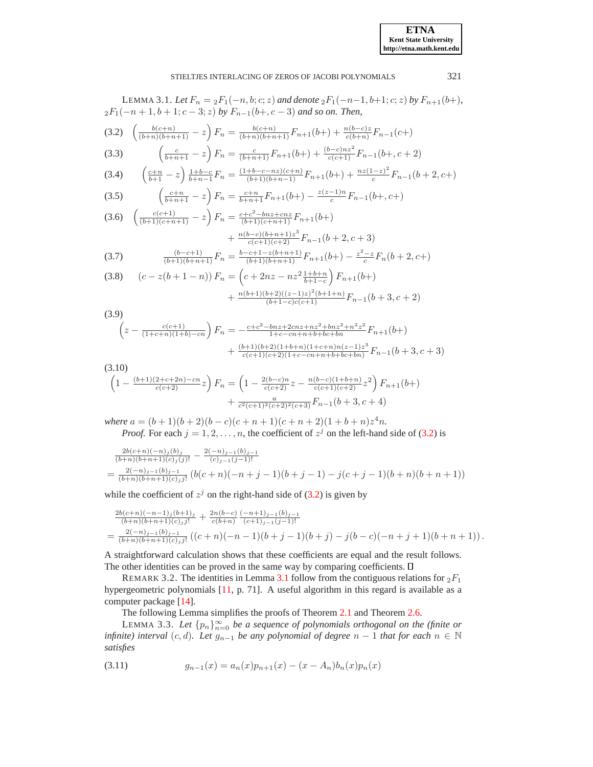LEMMA 3.1. *Let* $F_n = {}_2F_1(-n, b; c; z)$ *and denote* ${}_2F_1(-n-1, b+1; c; z)$ *by* $F_{n+1}(b+)$*,* ${}_2F_1(-n+1, b+1; c-3; z)$ *by* $F_{n-1}(b+, c-3)$ *and so on. Then,*

$$\left(\frac{b(c+n)}{(b+n)(b+n+1)} - z\right) F_n = \frac{b(c+n)}{(b+n)(b+n+1)} F_{n+1}(b+) + \frac{n(b-c)z}{c(b+n)} F_{n-1}(c+) \tag{3.2}$$

$$\left(\frac{c}{b+n+1} - z\right) F_n = \frac{c}{(b+n+1)} F_{n+1}(b+) + \frac{(b-c)nz^2}{c(c+1)} F_{n-1}(b+, c+2) \tag{3.3}$$

$$\left(\frac{c+n}{b+1} - z\right) \frac{1+b-c}{b+n-1} F_n = \frac{(1+b-c-nz)(c+n)}{(b+1)(b+n-1)} F_{n+1}(b+) + \frac{nz(1-z)^2}{c} F_{n-1}(b+2, c+) \tag{3.4}$$

$$\left(\frac{c+n}{b+n+1} - z\right) F_n = \frac{c+n}{b+n+1} F_{n+1}(b+) - \frac{z(z-1)n}{c} F_{n-1}(b+, c+) \tag{3.5}$$

$$\begin{aligned}\left(\frac{c(c+1)}{(b+1)(c+n+1)} - z\right) F_n &= \frac{c+c^2-bnz+cnz}{(b+1)(c+n+1)} F_{n+1}(b+) \\ &\quad + \frac{n(b-c)(b+n+1)z^3}{c(c+1)(c+2)} F_{n-1}(b+2, c+3)\end{aligned} \tag{3.6}$$

$$\frac{(b-c+1)}{(b+1)(b+n+1)} F_n = \frac{b-c+1-z(b+n+1)}{(b+1)(b+n+1)} F_{n+1}(b+) - \frac{z^2-z}{c} F_n(b+2, c+) \tag{3.7}$$

$$\begin{aligned}(c - z(b+1-n)) F_n &= \left(c + 2nz - nz^2 \frac{1+b+n}{b+1-c}\right) F_{n+1}(b+) \\ &\quad + \frac{n(b+1)(b+2)((z-1)z)^2(b+1+n)}{(b+1-c)c(c+1)} F_{n-1}(b+3, c+2)\end{aligned} \tag{3.8}$$

$$\begin{aligned}\left(z - \frac{c(c+1)}{(1+c+n)(1+b)-cn}\right) F_n &= -\frac{c+c^2-bnz+2cnz+nz^2+bnz^2+n^2z^2}{1+c-cn+n+b+bc+bn} F_{n+1}(b+) \\ &\quad + \frac{(b+1)(b+2)(1+b+n)(1+c+n)n(z-1)z^3}{c(c+1)(c+2)(1+c-cn+n+b+bc+bn)} F_{n-1}(b+3, c+3)\end{aligned} \tag{3.9}$$

$$\begin{aligned}\left(1 - \frac{(b+1)(2+c+2n)-cn}{c(c+2)} z\right) F_n &= \left(1 - \frac{2(b-c)n}{c(c+2)} z - \frac{n(b-c)(1+b+n)}{c(c+1)(c+2)} z^2\right) F_{n+1}(b+) \\ &\quad + \frac{a}{c^2(c+1)^2(c+2)^2(c+3)} F_{n-1}(b+3, c+4)\end{aligned} \tag{3.10}$$

*where* $a = (b+1)(b+2)(b-c)(c+n+1)(c+n+2)(1+b+n)z^4 n$*.*

*Proof.* For each $j = 1, 2, \ldots, n$, the coefficient of $z^j$ on the left-hand side of (3.2) is

$$\begin{aligned}&\frac{2b(c+n)(-n)_j(b)_j}{(b+n)(b+n+1)(c)_j(j)!} - \frac{2(-n)_{j-1}(b)_{j-1}}{(c)_{j-1}(j-1)!} \\ &= \frac{2(-n)_{j-1}(b)_{j-1}}{(b+n)(b+n+1)(c)_j j!} \left(b(c+n)(-n+j-1)(b+j-1) - j(c+j-1)(b+n)(b+n+1)\right)\end{aligned}$$

while the coefficient of $z^j$ on the right-hand side of (3.2) is given by

$$\begin{aligned}&\frac{2b(c+n)(-n-1)_j(b+1)_j}{(b+n)(b+n+1)(c)_j j!} + \frac{2n(b-c)}{c(b+n)} \frac{(-n+1)_{j-1}(b)_{j-1}}{(c+1)_{j-1}(j-1)!} \\ &= \frac{2(-n)_{j-1}(b)_{j-1}}{(b+n)(b+n+1)(c)_j j!} \left((c+n)(-n-1)(b+j-1)(b+j) - j(b-c)(-n+j+1)(b+n+1)\right).\end{aligned}$$

A straightforward calculation shows that these coefficients are equal and the result follows. The other identities can be proved in the same way by comparing coefficients. ∎

REMARK 3.2. The identities in Lemma 3.1 follow from the contiguous relations for ${}_2F_1$ hypergeometric polynomials [11, p. 71]. A useful algorithm in this regard is available as a computer package [14].

The following Lemma simplifies the proofs of Theorem 2.1 and Theorem 2.6.

LEMMA 3.3. *Let* $\{p_n\}_{n=0}^{\infty}$ *be a sequence of polynomials orthogonal on the (finite or infinite) interval* $(c, d)$*. Let* $g_{n-1}$ *be any polynomial of degree* $n-1$ *that for each* $n \in \mathbb{N}$ *satisfies*

$$g_{n-1}(x) = a_n(x)p_{n+1}(x) - (x - A_n)b_n(x)p_n(x) \tag{3.11}$$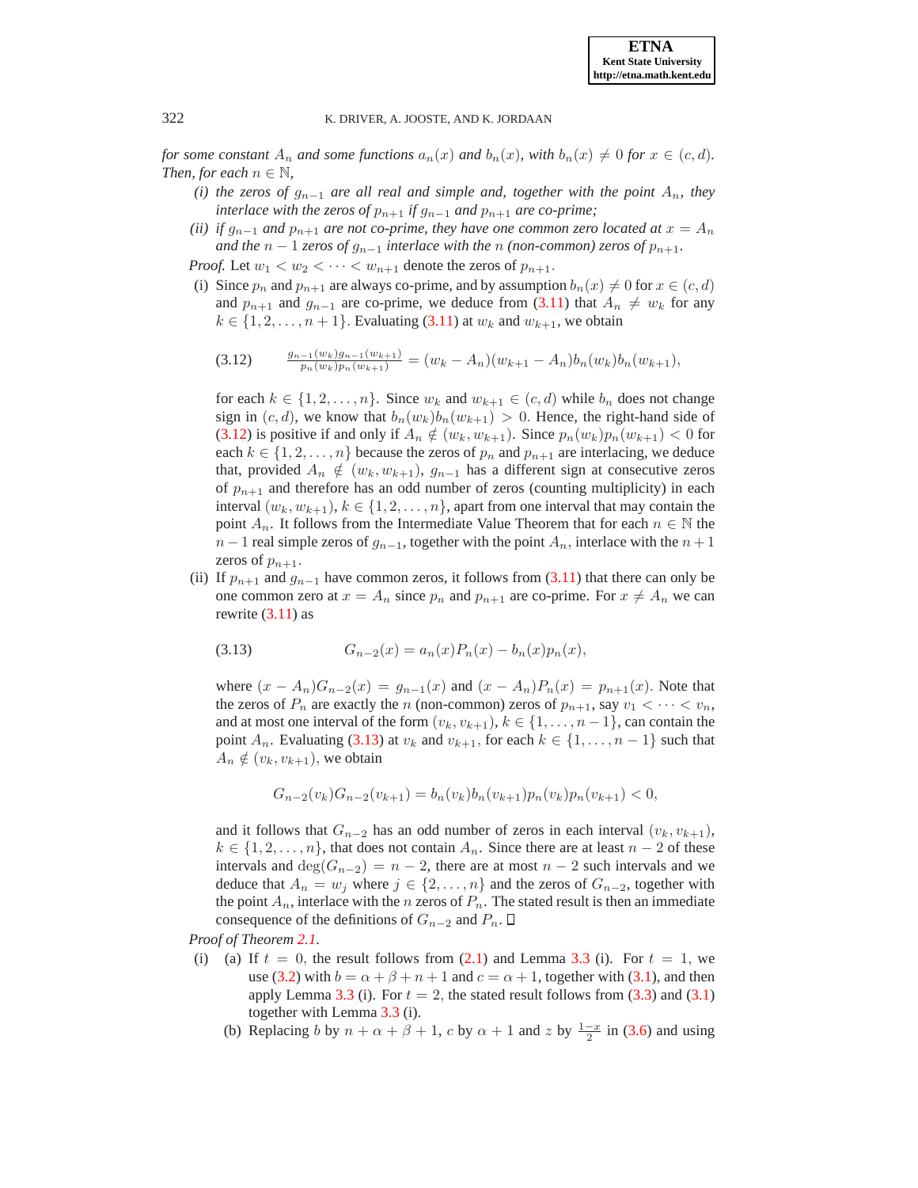*for some constant $A_n$ and some functions $a_n(x)$ and $b_n(x)$, with $b_n(x) \neq 0$ for $x \in (c, d)$. Then, for each $n \in \mathbb{N}$,*

*(i) the zeros of $g_{n-1}$ are all real and simple and, together with the point $A_n$, they interlace with the zeros of $p_{n+1}$ if $g_{n-1}$ and $p_{n+1}$ are co-prime;*

*(ii) if $g_{n-1}$ and $p_{n+1}$ are not co-prime, they have one common zero located at $x = A_n$ and the $n-1$ zeros of $g_{n-1}$ interlace with the $n$ (non-common) zeros of $p_{n+1}$.*

*Proof.* Let $w_1 < w_2 < \cdots < w_{n+1}$ denote the zeros of $p_{n+1}$.

(i) Since $p_n$ and $p_{n+1}$ are always co-prime, and by assumption $b_n(x) \neq 0$ for $x \in (c, d)$ and $p_{n+1}$ and $g_{n-1}$ are co-prime, we deduce from (3.11) that $A_n \neq w_k$ for any $k \in \{1, 2, \ldots, n+1\}$. Evaluating (3.11) at $w_k$ and $w_{k+1}$, we obtain

$$\frac{g_{n-1}(w_k)g_{n-1}(w_{k+1})}{p_n(w_k)p_n(w_{k+1})} = (w_k - A_n)(w_{k+1} - A_n)b_n(w_k)b_n(w_{k+1}), \tag{3.12}$$

for each $k \in \{1, 2, \ldots, n\}$. Since $w_k$ and $w_{k+1} \in (c, d)$ while $b_n$ does not change sign in $(c, d)$, we know that $b_n(w_k)b_n(w_{k+1}) > 0$. Hence, the right-hand side of (3.12) is positive if and only if $A_n \notin (w_k, w_{k+1})$. Since $p_n(w_k)p_n(w_{k+1}) < 0$ for each $k \in \{1, 2, \ldots, n\}$ because the zeros of $p_n$ and $p_{n+1}$ are interlacing, we deduce that, provided $A_n \notin (w_k, w_{k+1})$, $g_{n-1}$ has a different sign at consecutive zeros of $p_{n+1}$ and therefore has an odd number of zeros (counting multiplicity) in each interval $(w_k, w_{k+1})$, $k \in \{1, 2, \ldots, n\}$, apart from one interval that may contain the point $A_n$. It follows from the Intermediate Value Theorem that for each $n \in \mathbb{N}$ the $n-1$ real simple zeros of $g_{n-1}$, together with the point $A_n$, interlace with the $n+1$ zeros of $p_{n+1}$.

(ii) If $p_{n+1}$ and $g_{n-1}$ have common zeros, it follows from (3.11) that there can only be one common zero at $x = A_n$ since $p_n$ and $p_{n+1}$ are co-prime. For $x \neq A_n$ we can rewrite (3.11) as

$$G_{n-2}(x) = a_n(x)P_n(x) - b_n(x)p_n(x), \tag{3.13}$$

where $(x - A_n)G_{n-2}(x) = g_{n-1}(x)$ and $(x - A_n)P_n(x) = p_{n+1}(x)$. Note that the zeros of $P_n$ are exactly the $n$ (non-common) zeros of $p_{n+1}$, say $v_1 < \cdots < v_n$, and at most one interval of the form $(v_k, v_{k+1})$, $k \in \{1, \ldots, n-1\}$, can contain the point $A_n$. Evaluating (3.13) at $v_k$ and $v_{k+1}$, for each $k \in \{1, \ldots, n-1\}$ such that $A_n \notin (v_k, v_{k+1})$, we obtain

$$G_{n-2}(v_k)G_{n-2}(v_{k+1}) = b_n(v_k)b_n(v_{k+1})p_n(v_k)p_n(v_{k+1}) < 0,$$

and it follows that $G_{n-2}$ has an odd number of zeros in each interval $(v_k, v_{k+1})$, $k \in \{1, 2, \ldots, n\}$, that does not contain $A_n$. Since there are at least $n-2$ of these intervals and $\deg(G_{n-2}) = n-2$, there are at most $n-2$ such intervals and we deduce that $A_n = w_j$ where $j \in \{2, \ldots, n\}$ and the zeros of $G_{n-2}$, together with the point $A_n$, interlace with the $n$ zeros of $P_n$. The stated result is then an immediate consequence of the definitions of $G_{n-2}$ and $P_n$. ◻

*Proof of Theorem 2.1.*

(i) (a) If $t = 0$, the result follows from (2.1) and Lemma 3.3 (i). For $t = 1$, we use (3.2) with $b = \alpha + \beta + n + 1$ and $c = \alpha + 1$, together with (3.1), and then apply Lemma 3.3 (i). For $t = 2$, the stated result follows from (3.3) and (3.1) together with Lemma 3.3 (i).

(b) Replacing $b$ by $n + \alpha + \beta + 1$, $c$ by $\alpha + 1$ and $z$ by $\frac{1-x}{2}$ in (3.6) and using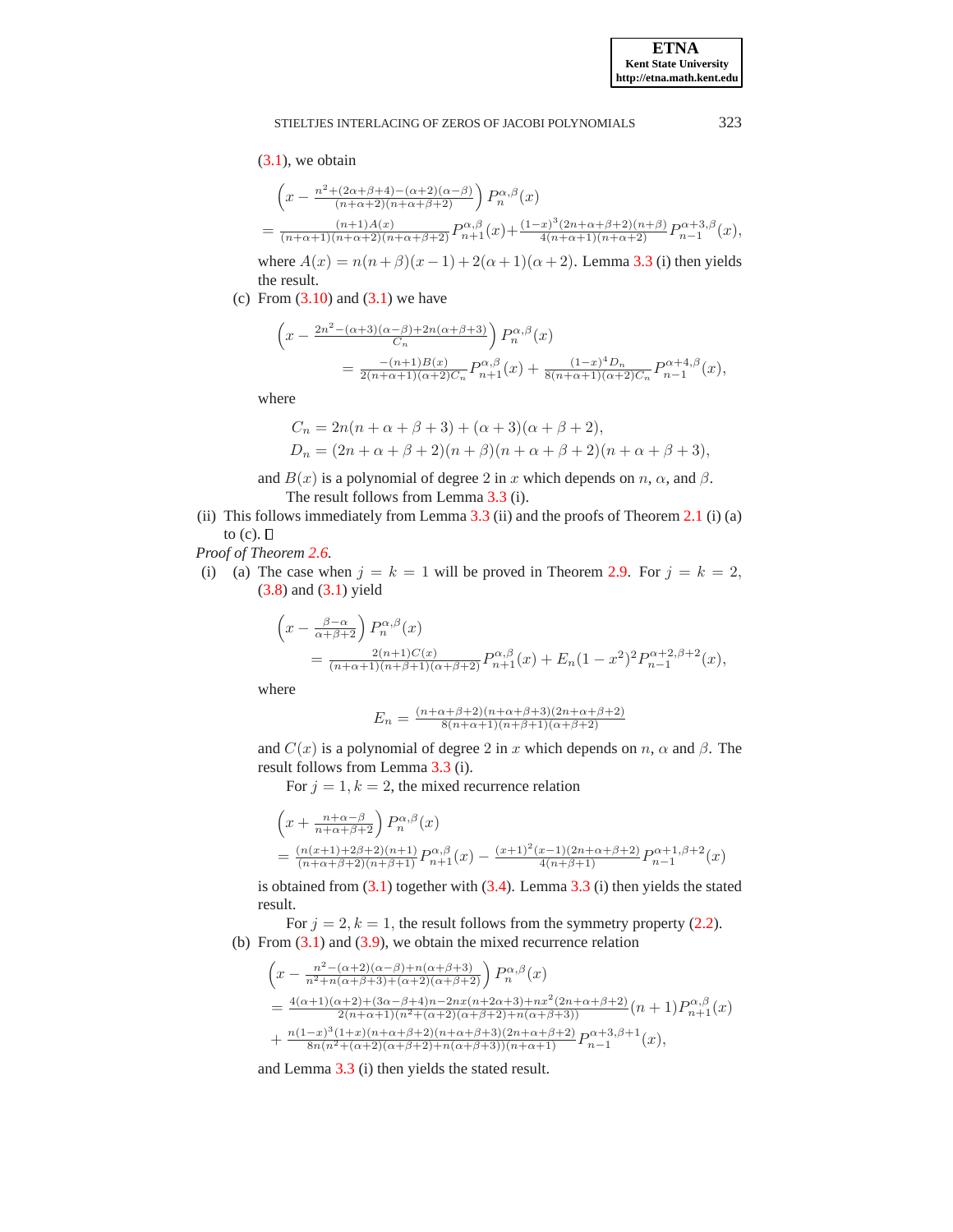(3.1), we obtain

$$\left(x - \tfrac{n^2+(2\alpha+\beta+4)-(\alpha+2)(\alpha-\beta)}{(n+\alpha+2)(n+\alpha+\beta+2)}\right) P_n^{\alpha,\beta}(x)$$
$$= \tfrac{(n+1)A(x)}{(n+\alpha+1)(n+\alpha+2)(n+\alpha+\beta+2)} P_{n+1}^{\alpha,\beta}(x) + \tfrac{(1-x)^3(2n+\alpha+\beta+2)(n+\beta)}{4(n+\alpha+1)(n+\alpha+2)} P_{n-1}^{\alpha+3,\beta}(x),$$

where $A(x) = n(n+\beta)(x-1) + 2(\alpha+1)(\alpha+2)$. Lemma 3.3 (i) then yields the result.

(c) From (3.10) and (3.1) we have

$$\left(x - \tfrac{2n^2-(\alpha+3)(\alpha-\beta)+2n(\alpha+\beta+3)}{C_n}\right) P_n^{\alpha,\beta}(x)$$
$$= \tfrac{-(n+1)B(x)}{2(n+\alpha+1)(\alpha+2)C_n} P_{n+1}^{\alpha,\beta}(x) + \tfrac{(1-x)^4 D_n}{8(n+\alpha+1)(\alpha+2)C_n} P_{n-1}^{\alpha+4,\beta}(x),$$

where

$$C_n = 2n(n+\alpha+\beta+3) + (\alpha+3)(\alpha+\beta+2),$$
$$D_n = (2n+\alpha+\beta+2)(n+\beta)(n+\alpha+\beta+2)(n+\alpha+\beta+3),$$

and $B(x)$ is a polynomial of degree 2 in $x$ which depends on $n$, $\alpha$, and $\beta$.

The result follows from Lemma 3.3 (i).

(ii) This follows immediately from Lemma 3.3 (ii) and the proofs of Theorem 2.1 (i) (a) to (c). □

*Proof of Theorem 2.6.*

(i) (a) The case when $j = k = 1$ will be proved in Theorem 2.9. For $j = k = 2$, (3.8) and (3.1) yield

$$\left(x - \tfrac{\beta-\alpha}{\alpha+\beta+2}\right) P_n^{\alpha,\beta}(x)$$
$$= \tfrac{2(n+1)C(x)}{(n+\alpha+1)(n+\beta+1)(\alpha+\beta+2)} P_{n+1}^{\alpha,\beta}(x) + E_n(1-x^2)^2 P_{n-1}^{\alpha+2,\beta+2}(x),$$

where

$$E_n = \tfrac{(n+\alpha+\beta+2)(n+\alpha+\beta+3)(2n+\alpha+\beta+2)}{8(n+\alpha+1)(n+\beta+1)(\alpha+\beta+2)}$$

and $C(x)$ is a polynomial of degree 2 in $x$ which depends on $n$, $\alpha$ and $\beta$. The result follows from Lemma 3.3 (i).

For $j = 1, k = 2$, the mixed recurrence relation

$$\left(x + \tfrac{n+\alpha-\beta}{n+\alpha+\beta+2}\right) P_n^{\alpha,\beta}(x)$$
$$= \tfrac{(n(x+1)+2\beta+2)(n+1)}{(n+\alpha+\beta+2)(n+\beta+1)} P_{n+1}^{\alpha,\beta}(x) - \tfrac{(x+1)^2(x-1)(2n+\alpha+\beta+2)}{4(n+\beta+1)} P_{n-1}^{\alpha+1,\beta+2}(x)$$

is obtained from (3.1) together with (3.4). Lemma 3.3 (i) then yields the stated result.

For $j = 2, k = 1$, the result follows from the symmetry property (2.2).

(b) From (3.1) and (3.9), we obtain the mixed recurrence relation

$$\left(x - \tfrac{n^2-(\alpha+2)(\alpha-\beta)+n(\alpha+\beta+3)}{n^2+n(\alpha+\beta+3)+(\alpha+2)(\alpha+\beta+2)}\right) P_n^{\alpha,\beta}(x)$$
$$= \tfrac{4(\alpha+1)(\alpha+2)+(3\alpha-\beta+4)n-2nx(n+2\alpha+3)+nx^2(2n+\alpha+\beta+2)}{2(n+\alpha+1)(n^2+(\alpha+2)(\alpha+\beta+2)+n(\alpha+\beta+3))}(n+1)P_{n+1}^{\alpha,\beta}(x)$$
$$+ \tfrac{n(1-x)^3(1+x)(n+\alpha+\beta+2)(n+\alpha+\beta+3)(2n+\alpha+\beta+2)}{8n(n^2+(\alpha+2)(\alpha+\beta+2)+n(\alpha+\beta+3))(n+\alpha+1)} P_{n-1}^{\alpha+3,\beta+1}(x),$$

and Lemma 3.3 (i) then yields the stated result.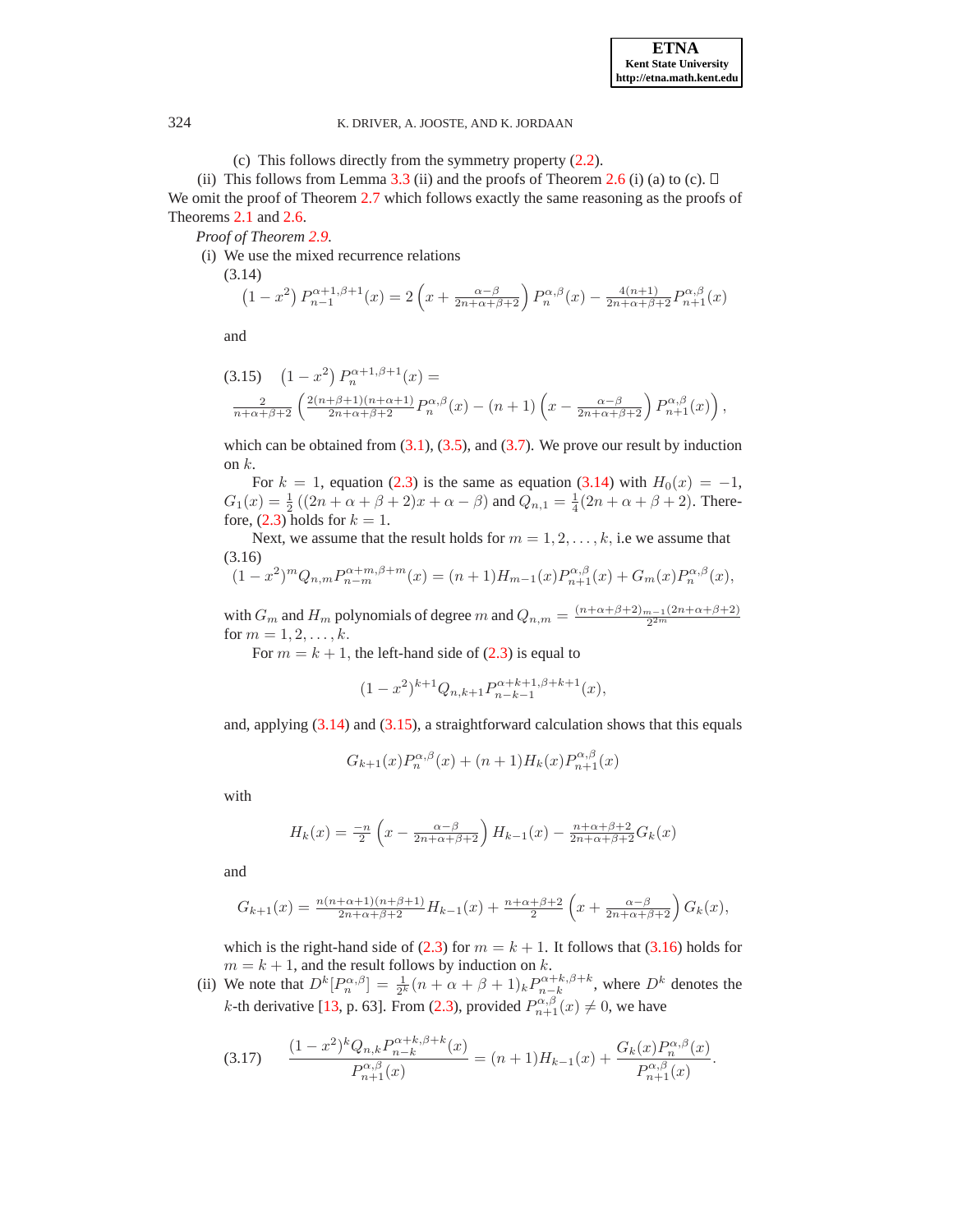(c) This follows directly from the symmetry property (2.2).

(ii) This follows from Lemma 3.3 (ii) and the proofs of Theorem 2.6 (i) (a) to (c). □

We omit the proof of Theorem 2.7 which follows exactly the same reasoning as the proofs of Theorems 2.1 and 2.6.

*Proof of Theorem 2.9.*

(i) We use the mixed recurrence relations

(3.14)
$$\left(1-x^2\right) P_{n-1}^{\alpha+1,\beta+1}(x) = 2\left(x+\tfrac{\alpha-\beta}{2n+\alpha+\beta+2}\right) P_n^{\alpha,\beta}(x) - \tfrac{4(n+1)}{2n+\alpha+\beta+2} P_{n+1}^{\alpha,\beta}(x)$$

and

(3.15)
$$\left(1-x^2\right) P_n^{\alpha+1,\beta+1}(x) = \tfrac{2}{n+\alpha+\beta+2}\left(\tfrac{2(n+\beta+1)(n+\alpha+1)}{2n+\alpha+\beta+2} P_n^{\alpha,\beta}(x) - (n+1)\left(x-\tfrac{\alpha-\beta}{2n+\alpha+\beta+2}\right) P_{n+1}^{\alpha,\beta}(x)\right),$$

which can be obtained from (3.1), (3.5), and (3.7). We prove our result by induction on $k$.

For $k=1$, equation (2.3) is the same as equation (3.14) with $H_0(x)=-1$, $G_1(x)=\frac{1}{2}\left((2n+\alpha+\beta+2)x+\alpha-\beta\right)$ and $Q_{n,1}=\frac{1}{4}(2n+\alpha+\beta+2)$. Therefore, (2.3) holds for $k=1$.

Next, we assume that the result holds for $m=1,2,\ldots,k$, i.e we assume that

(3.16)
$$(1-x^2)^m Q_{n,m} P_{n-m}^{\alpha+m,\beta+m}(x) = (n+1)H_{m-1}(x) P_{n+1}^{\alpha,\beta}(x) + G_m(x) P_n^{\alpha,\beta}(x),$$

with $G_m$ and $H_m$ polynomials of degree $m$ and $Q_{n,m} = \frac{(n+\alpha+\beta+2)_{m-1}(2n+\alpha+\beta+2)}{2^{2m}}$ for $m=1,2,\ldots,k$.

For $m=k+1$, the left-hand side of (2.3) is equal to

$$(1-x^2)^{k+1} Q_{n,k+1} P_{n-k-1}^{\alpha+k+1,\beta+k+1}(x),$$

and, applying (3.14) and (3.15), a straightforward calculation shows that this equals

$$G_{k+1}(x) P_n^{\alpha,\beta}(x) + (n+1)H_k(x) P_{n+1}^{\alpha,\beta}(x)$$

with

$$H_k(x) = \tfrac{-n}{2}\left(x-\tfrac{\alpha-\beta}{2n+\alpha+\beta+2}\right) H_{k-1}(x) - \tfrac{n+\alpha+\beta+2}{2n+\alpha+\beta+2} G_k(x)$$

and

$$G_{k+1}(x) = \tfrac{n(n+\alpha+1)(n+\beta+1)}{2n+\alpha+\beta+2} H_{k-1}(x) + \tfrac{n+\alpha+\beta+2}{2}\left(x+\tfrac{\alpha-\beta}{2n+\alpha+\beta+2}\right) G_k(x),$$

which is the right-hand side of (2.3) for $m=k+1$. It follows that (3.16) holds for $m=k+1$, and the result follows by induction on $k$.

(ii) We note that $D^k[P_n^{\alpha,\beta}] = \frac{1}{2^k}(n+\alpha+\beta+1)_k P_{n-k}^{\alpha+k,\beta+k}$, where $D^k$ denotes the $k$-th derivative [13, p. 63]. From (2.3), provided $P_{n+1}^{\alpha,\beta}(x) \neq 0$, we have

(3.17)
$$\frac{(1-x^2)^k Q_{n,k} P_{n-k}^{\alpha+k,\beta+k}(x)}{P_{n+1}^{\alpha,\beta}(x)} = (n+1)H_{k-1}(x) + \frac{G_k(x) P_n^{\alpha,\beta}(x)}{P_{n+1}^{\alpha,\beta}(x)}.$$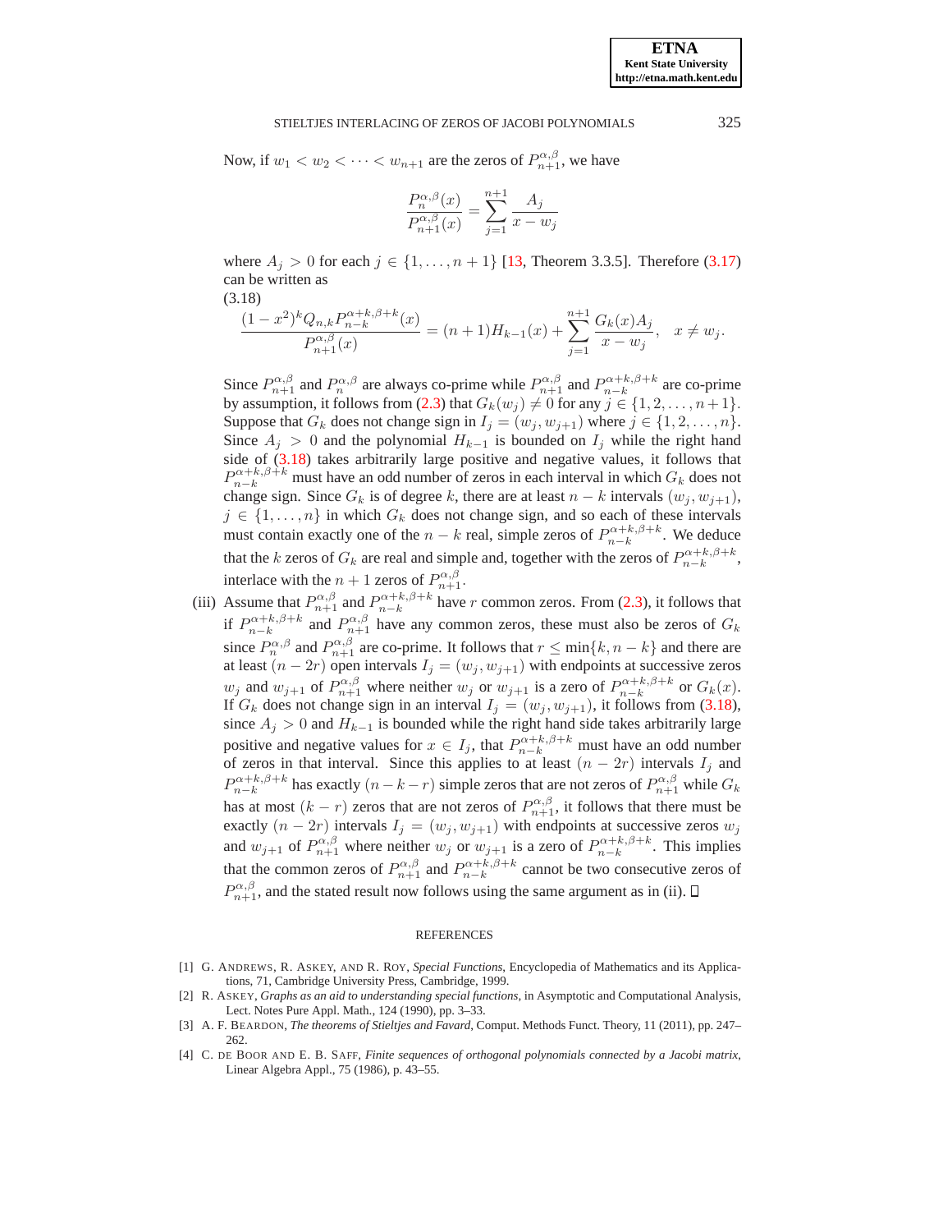Now, if $w_1 < w_2 < \cdots < w_{n+1}$ are the zeros of $P_{n+1}^{\alpha,\beta}$, we have

$$\frac{P_n^{\alpha,\beta}(x)}{P_{n+1}^{\alpha,\beta}(x)} = \sum_{j=1}^{n+1} \frac{A_j}{x - w_j}$$

where $A_j > 0$ for each $j \in \{1, \ldots, n+1\}$ [13, Theorem 3.3.5]. Therefore (3.17) can be written as

(3.18)
$$\frac{(1-x^2)^k Q_{n,k} P_{n-k}^{\alpha+k,\beta+k}(x)}{P_{n+1}^{\alpha,\beta}(x)} = (n+1)H_{k-1}(x) + \sum_{j=1}^{n+1} \frac{G_k(x)A_j}{x - w_j}, \quad x \neq w_j.$$

Since $P_{n+1}^{\alpha,\beta}$ and $P_n^{\alpha,\beta}$ are always co-prime while $P_{n+1}^{\alpha,\beta}$ and $P_{n-k}^{\alpha+k,\beta+k}$ are co-prime by assumption, it follows from (2.3) that $G_k(w_j) \neq 0$ for any $j \in \{1, 2, \ldots, n+1\}$. Suppose that $G_k$ does not change sign in $I_j = (w_j, w_{j+1})$ where $j \in \{1, 2, \ldots, n\}$. Since $A_j > 0$ and the polynomial $H_{k-1}$ is bounded on $I_j$ while the right hand side of (3.18) takes arbitrarily large positive and negative values, it follows that $P_{n-k}^{\alpha+k,\beta+k}$ must have an odd number of zeros in each interval in which $G_k$ does not change sign. Since $G_k$ is of degree $k$, there are at least $n-k$ intervals $(w_j, w_{j+1})$, $j \in \{1, \ldots, n\}$ in which $G_k$ does not change sign, and so each of these intervals must contain exactly one of the $n-k$ real, simple zeros of $P_{n-k}^{\alpha+k,\beta+k}$. We deduce that the $k$ zeros of $G_k$ are real and simple and, together with the zeros of $P_{n-k}^{\alpha+k,\beta+k}$, interlace with the $n+1$ zeros of $P_{n+1}^{\alpha,\beta}$.

(iii) Assume that $P_{n+1}^{\alpha,\beta}$ and $P_{n-k}^{\alpha+k,\beta+k}$ have $r$ common zeros. From (2.3), it follows that if $P_{n-k}^{\alpha+k,\beta+k}$ and $P_{n+1}^{\alpha,\beta}$ have any common zeros, these must also be zeros of $G_k$ since $P_n^{\alpha,\beta}$ and $P_{n+1}^{\alpha,\beta}$ are co-prime. It follows that $r \leq \min\{k, n-k\}$ and there are at least $(n-2r)$ open intervals $I_j = (w_j, w_{j+1})$ with endpoints at successive zeros $w_j$ and $w_{j+1}$ of $P_{n+1}^{\alpha,\beta}$ where neither $w_j$ or $w_{j+1}$ is a zero of $P_{n-k}^{\alpha+k,\beta+k}$ or $G_k(x)$. If $G_k$ does not change sign in an interval $I_j = (w_j, w_{j+1})$, it follows from (3.18), since $A_j > 0$ and $H_{k-1}$ is bounded while the right hand side takes arbitrarily large positive and negative values for $x \in I_j$, that $P_{n-k}^{\alpha+k,\beta+k}$ must have an odd number of zeros in that interval. Since this applies to at least $(n-2r)$ intervals $I_j$ and $P_{n-k}^{\alpha+k,\beta+k}$ has exactly $(n-k-r)$ simple zeros that are not zeros of $P_{n+1}^{\alpha,\beta}$ while $G_k$ has at most $(k-r)$ zeros that are not zeros of $P_{n+1}^{\alpha,\beta}$, it follows that there must be exactly $(n-2r)$ intervals $I_j = (w_j, w_{j+1})$ with endpoints at successive zeros $w_j$ and $w_{j+1}$ of $P_{n+1}^{\alpha,\beta}$ where neither $w_j$ or $w_{j+1}$ is a zero of $P_{n-k}^{\alpha+k,\beta+k}$. This implies that the common zeros of $P_{n+1}^{\alpha,\beta}$ and $P_{n-k}^{\alpha+k,\beta+k}$ cannot be two consecutive zeros of $P_{n+1}^{\alpha,\beta}$, and the stated result now follows using the same argument as in (ii). ☐

## REFERENCES

[1] G. Andrews, R. Askey, and R. Roy, *Special Functions*, Encyclopedia of Mathematics and its Applications, 71, Cambridge University Press, Cambridge, 1999.

[2] R. Askey, *Graphs as an aid to understanding special functions*, in Asymptotic and Computational Analysis, Lect. Notes Pure Appl. Math., 124 (1990), pp. 3–33.

[3] A. F. Beardon, *The theorems of Stieltjes and Favard*, Comput. Methods Funct. Theory, 11 (2011), pp. 247–262.

[4] C. de Boor and E. B. Saff, *Finite sequences of orthogonal polynomials connected by a Jacobi matrix*, Linear Algebra Appl., 75 (1986), p. 43–55.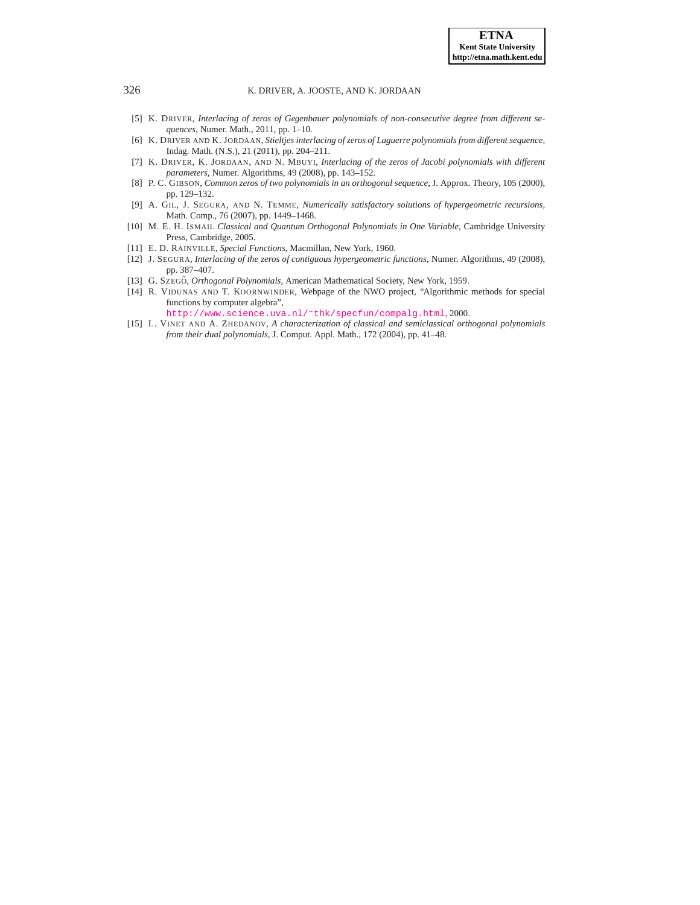[5] K. Driver, *Interlacing of zeros of Gegenbauer polynomials of non-consecutive degree from different sequences*, Numer. Math., 2011, pp. 1–10.

[6] K. Driver and K. Jordaan, *Stieltjes interlacing of zeros of Laguerre polynomials from different sequence*, Indag. Math. (N.S.), 21 (2011), pp. 204–211.

[7] K. Driver, K. Jordaan, and N. Mbuyi, *Interlacing of the zeros of Jacobi polynomials with different parameters*, Numer. Algorithms, 49 (2008), pp. 143–152.

[8] P. C. Gibson, *Common zeros of two polynomials in an orthogonal sequence*, J. Approx. Theory, 105 (2000), pp. 129–132.

[9] A. Gil, J. Segura, and N. Temme, *Numerically satisfactory solutions of hypergeometric recursions*, Math. Comp., 76 (2007), pp. 1449–1468.

[10] M. E. H. Ismail *Classical and Quantum Orthogonal Polynomials in One Variable*, Cambridge University Press, Cambridge, 2005.

[11] E. D. Rainville, *Special Functions*, Macmillan, New York, 1960.

[12] J. Segura, *Interlacing of the zeros of contiguous hypergeometric functions*, Numer. Algorithms, 49 (2008), pp. 387–407.

[13] G. Szegő, *Orthogonal Polynomials*, American Mathematical Society, New York, 1959.

[14] R. Vidunas and T. Koornwinder, Webpage of the NWO project, "Algorithmic methods for special functions by computer algebra", http://www.science.uva.nl/~thk/specfun/compalg.html, 2000.

[15] L. Vinet and A. Zhedanov, *A characterization of classical and semiclassical orthogonal polynomials from their dual polynomials*, J. Comput. Appl. Math., 172 (2004), pp. 41–48.